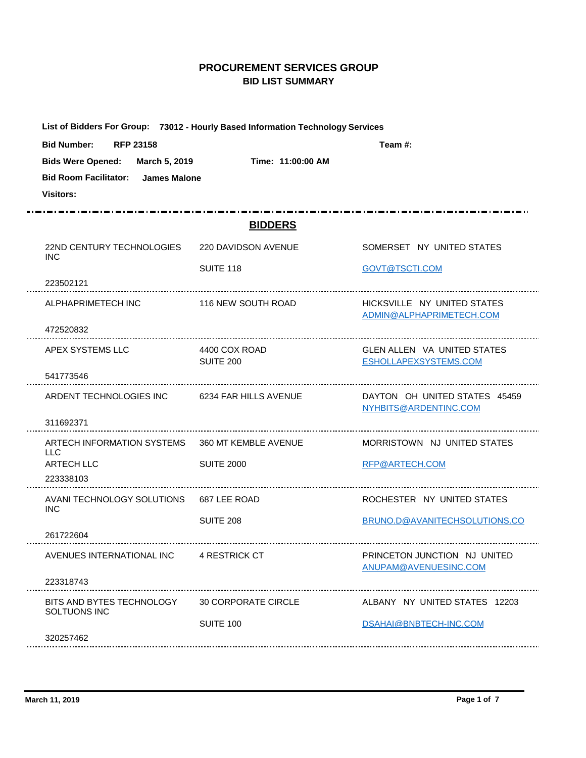# PROCUREMENT SERVICES GROUP
## BID LIST SUMMARY

**List of Bidders For Group:** **73012 - Hourly Based Information Technology Services**

**Bid Number:** **RFP 23158** **Team #:**

**Bids Were Opened:** **March 5, 2019** **Time: 11:00:00 AM**

**Bid Room Facilitator:** **James Malone**

**Visitors:**

## BIDDERS

| Bidder | Address | City / Email |
|---|---|---|
| 22ND CENTURY TECHNOLOGIES INC<br>223502121 | 220 DAVIDSON AVENUE<br>SUITE 118 | SOMERSET NY UNITED STATES<br>GOVT@TSCTI.COM |
| ALPHAPRIMETECH INC<br>472520832 | 116 NEW SOUTH ROAD | HICKSVILLE NY UNITED STATES<br>ADMIN@ALPHAPRIMETECH.COM |
| APEX SYSTEMS LLC<br>541773546 | 4400 COX ROAD<br>SUITE 200 | GLEN ALLEN VA UNITED STATES<br>ESHOLLAPEXSYSTEMS.COM |
| ARDENT TECHNOLOGIES INC<br>311692371 | 6234 FAR HILLS AVENUE | DAYTON OH UNITED STATES 45459<br>NYHBITS@ARDENTINC.COM |
| ARTECH INFORMATION SYSTEMS LLC<br>ARTECH LLC<br>223338103 | 360 MT KEMBLE AVENUE<br>SUITE 2000 | MORRISTOWN NJ UNITED STATES<br>RFP@ARTECH.COM |
| AVANI TECHNOLOGY SOLUTIONS INC<br>261722604 | 687 LEE ROAD<br>SUITE 208 | ROCHESTER NY UNITED STATES<br>BRUNO.D@AVANITECHSOLUTIONS.CO |
| AVENUES INTERNATIONAL INC<br>223318743 | 4 RESTRICK CT | PRINCETON JUNCTION NJ UNITED<br>ANUPAM@AVENUESINC.COM |
| BITS AND BYTES TECHNOLOGY SOLTUONS INC<br>320257462 | 30 CORPORATE CIRCLE<br>SUITE 100 | ALBANY NY UNITED STATES 12203<br>DSAHAI@BNBTECH-INC.COM |

March 11, 2019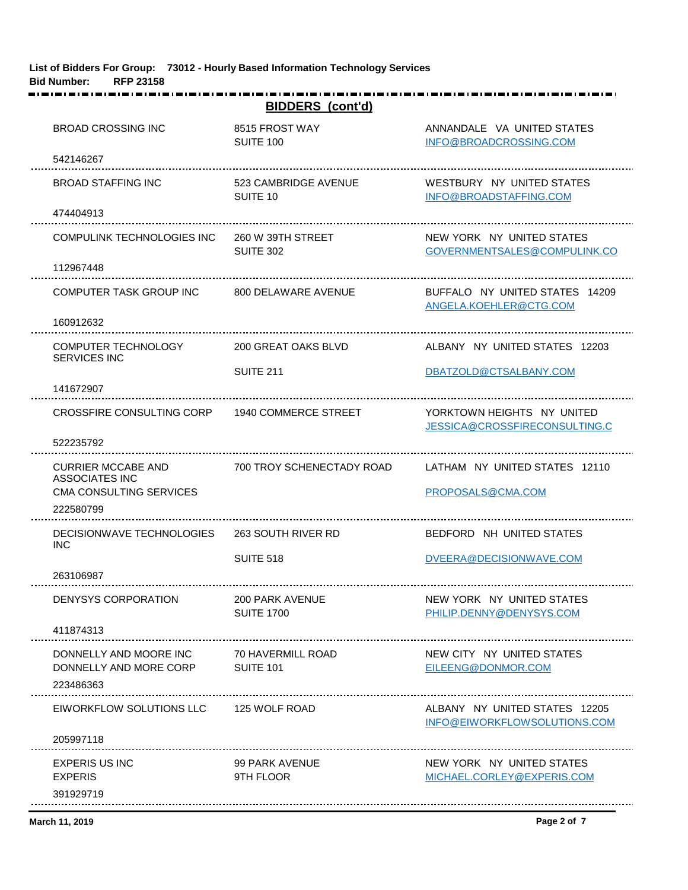**List of Bidders For Group: 73012 - Hourly Based Information Technology Services**
**Bid Number: RFP 23158**

## BIDDERS (cont'd)

| Bidder | Address | Location / Email |
|---|---|---|
| BROAD CROSSING INC<br>542146267 | 8515 FROST WAY<br>SUITE 100 | ANNANDALE VA UNITED STATES<br>INFO@BROADCROSSING.COM |
| BROAD STAFFING INC<br>474404913 | 523 CAMBRIDGE AVENUE<br>SUITE 10 | WESTBURY NY UNITED STATES<br>INFO@BROADSTAFFING.COM |
| COMPULINK TECHNOLOGIES INC<br>112967448 | 260 W 39TH STREET<br>SUITE 302 | NEW YORK NY UNITED STATES<br>GOVERNMENTSALES@COMPULINK.CO |
| COMPUTER TASK GROUP INC<br>160912632 | 800 DELAWARE AVENUE | BUFFALO NY UNITED STATES 14209<br>ANGELA.KOEHLER@CTG.COM |
| COMPUTER TECHNOLOGY SERVICES INC<br>141672907 | 200 GREAT OAKS BLVD<br>SUITE 211 | ALBANY NY UNITED STATES 12203<br>DBATZOLD@CTSALBANY.COM |
| CROSSFIRE CONSULTING CORP<br>522235792 | 1940 COMMERCE STREET | YORKTOWN HEIGHTS NY UNITED<br>JESSICA@CROSSFIRECONSULTING.C |
| CURRIER MCCABE AND ASSOCIATES INC<br>CMA CONSULTING SERVICES<br>222580799 | 700 TROY SCHENECTADY ROAD | LATHAM NY UNITED STATES 12110<br>PROPOSALS@CMA.COM |
| DECISIONWAVE TECHNOLOGIES INC<br>263106987 | 263 SOUTH RIVER RD<br>SUITE 518 | BEDFORD NH UNITED STATES<br>DVEERA@DECISIONWAVE.COM |
| DENYSYS CORPORATION<br>411874313 | 200 PARK AVENUE<br>SUITE 1700 | NEW YORK NY UNITED STATES<br>PHILIP.DENNY@DENYSYS.COM |
| DONNELLY AND MOORE INC<br>DONNELLY AND MORE CORP<br>223486363 | 70 HAVERMILL ROAD<br>SUITE 101 | NEW CITY NY UNITED STATES<br>EILEENG@DONMOR.COM |
| EIWORKFLOW SOLUTIONS LLC<br>205997118 | 125 WOLF ROAD | ALBANY NY UNITED STATES 12205<br>INFO@EIWORKFLOWSOLUTIONS.COM |
| EXPERIS US INC<br>EXPERIS<br>391929719 | 99 PARK AVENUE<br>9TH FLOOR | NEW YORK NY UNITED STATES<br>MICHAEL.CORLEY@EXPERIS.COM |

March 11, 2019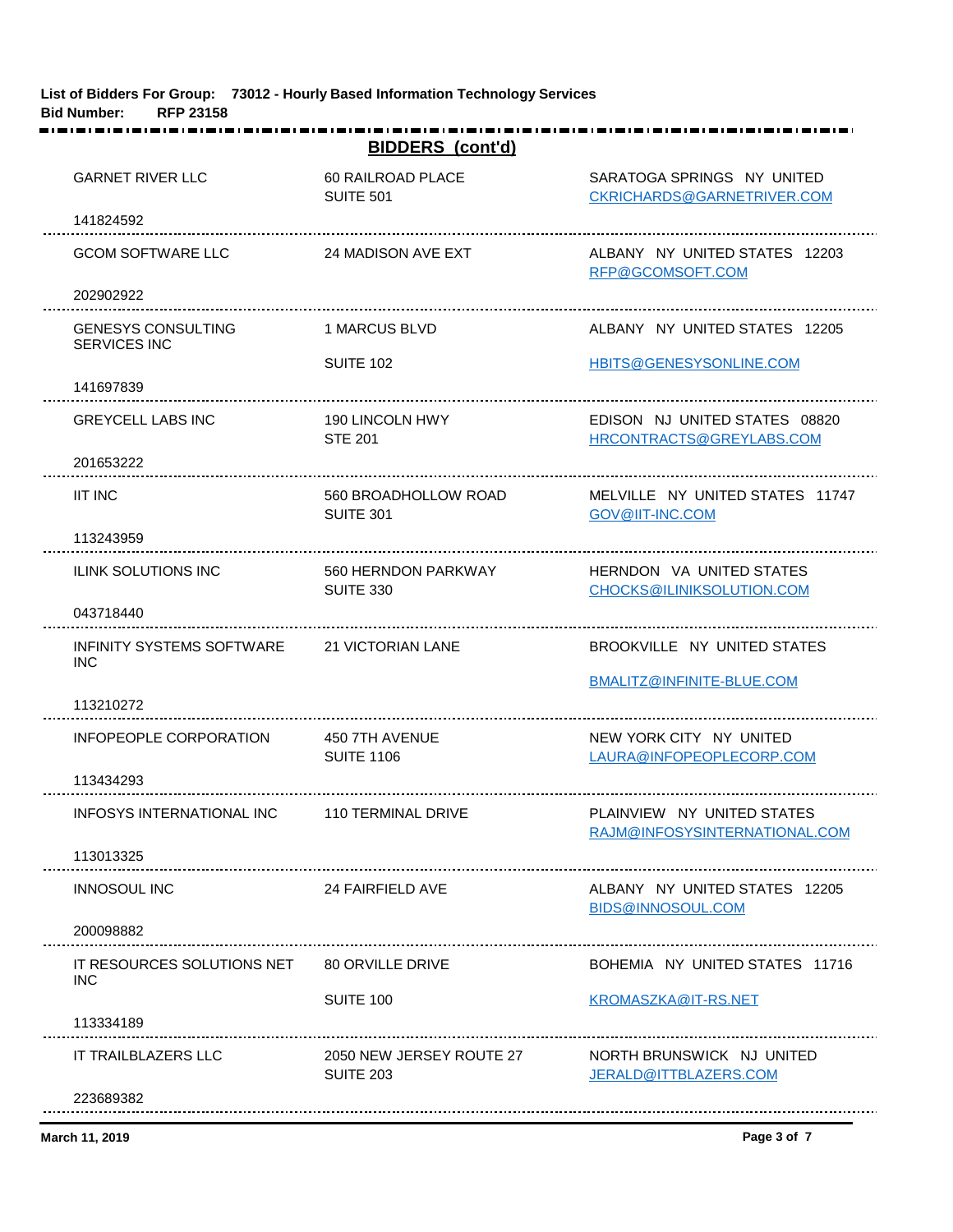**List of Bidders For Group: 73012 - Hourly Based Information Technology Services**
**Bid Number: RFP 23158**

## BIDDERS (cont'd)

| Bidder | Address | City/State/Email |
|---|---|---|
| GARNET RIVER LLC<br>141824592 | 60 RAILROAD PLACE<br>SUITE 501 | SARATOGA SPRINGS NY UNITED<br>CKRICHARDS@GARNETRIVER.COM |
| GCOM SOFTWARE LLC<br>202902922 | 24 MADISON AVE EXT | ALBANY NY UNITED STATES 12203<br>RFP@GCOMSOFT.COM |
| GENESYS CONSULTING SERVICES INC<br>141697839 | 1 MARCUS BLVD<br>SUITE 102 | ALBANY NY UNITED STATES 12205<br>HBITS@GENESYSONLINE.COM |
| GREYCELL LABS INC<br>201653222 | 190 LINCOLN HWY<br>STE 201 | EDISON NJ UNITED STATES 08820<br>HRCONTRACTS@GREYLABS.COM |
| IIT INC<br>113243959 | 560 BROADHOLLOW ROAD<br>SUITE 301 | MELVILLE NY UNITED STATES 11747<br>GOV@IIT-INC.COM |
| ILINK SOLUTIONS INC<br>043718440 | 560 HERNDON PARKWAY<br>SUITE 330 | HERNDON VA UNITED STATES<br>CHOCKS@ILINIKSOLUTION.COM |
| INFINITY SYSTEMS SOFTWARE INC<br>113210272 | 21 VICTORIAN LANE | BROOKVILLE NY UNITED STATES<br>BMALITZ@INFINITE-BLUE.COM |
| INFOPEOPLE CORPORATION<br>113434293 | 450 7TH AVENUE<br>SUITE 1106 | NEW YORK CITY NY UNITED<br>LAURA@INFOPEOPLECORP.COM |
| INFOSYS INTERNATIONAL INC<br>113013325 | 110 TERMINAL DRIVE | PLAINVIEW NY UNITED STATES<br>RAJM@INFOSYSINTERNATIONAL.COM |
| INNOSOUL INC<br>200098882 | 24 FAIRFIELD AVE | ALBANY NY UNITED STATES 12205<br>BIDS@INNOSOUL.COM |
| IT RESOURCES SOLUTIONS NET INC<br>113334189 | 80 ORVILLE DRIVE<br>SUITE 100 | BOHEMIA NY UNITED STATES 11716<br>KROMASZKA@IT-RS.NET |
| IT TRAILBLAZERS LLC<br>223689382 | 2050 NEW JERSEY ROUTE 27<br>SUITE 203 | NORTH BRUNSWICK NJ UNITED<br>JERALD@ITTBLAZERS.COM |

March 11, 2019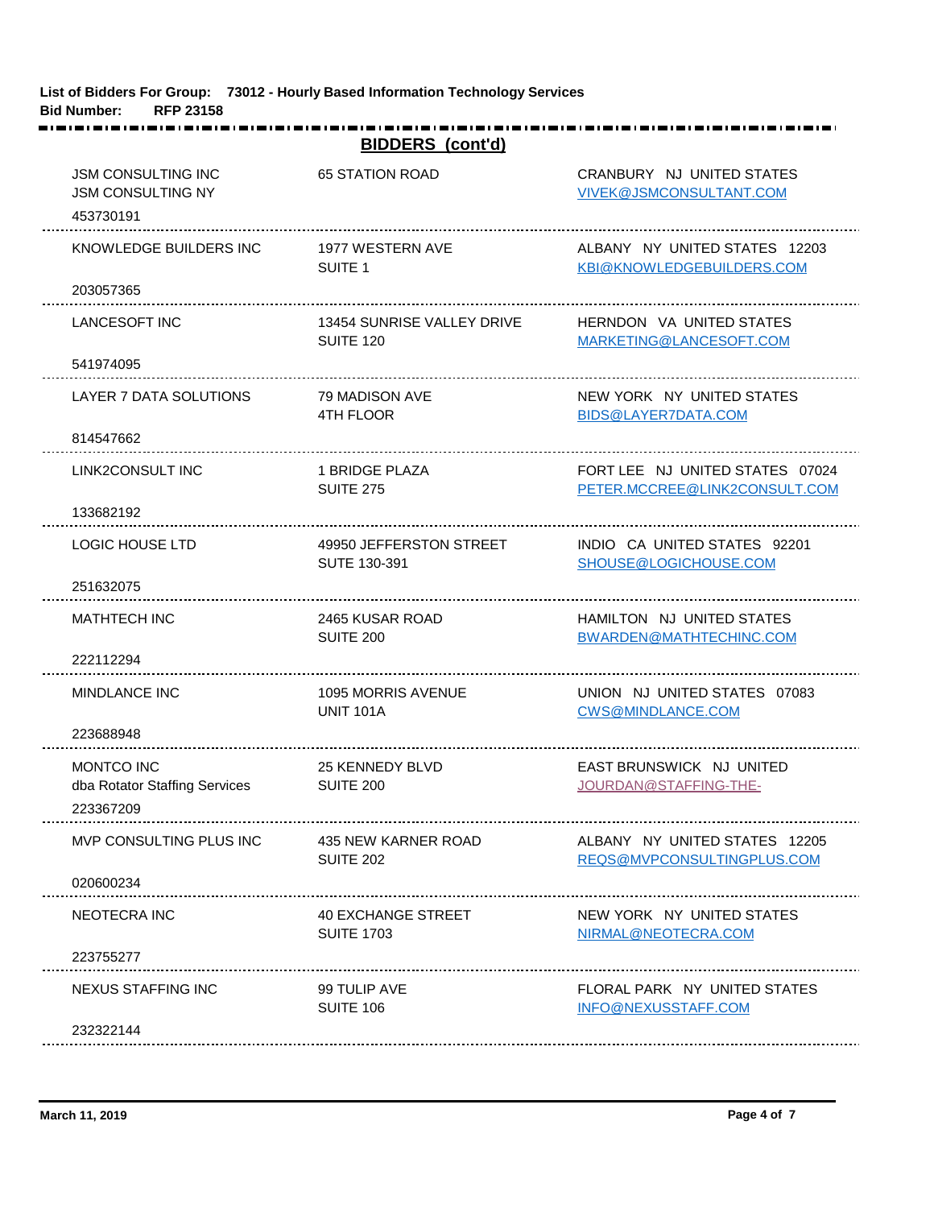**List of Bidders For Group: 73012 - Hourly Based Information Technology Services**
**Bid Number: RFP 23158**

## BIDDERS (cont'd)

| Bidder | Address | City/State/Email |
|---|---|---|
| JSM CONSULTING INC<br>JSM CONSULTING NY<br>453730191 | 65 STATION ROAD | CRANBURY NJ UNITED STATES<br>VIVEK@JSMCONSULTANT.COM |
| KNOWLEDGE BUILDERS INC<br>203057365 | 1977 WESTERN AVE<br>SUITE 1 | ALBANY NY UNITED STATES 12203<br>KBI@KNOWLEDGEBUILDERS.COM |
| LANCESOFT INC<br>541974095 | 13454 SUNRISE VALLEY DRIVE<br>SUITE 120 | HERNDON VA UNITED STATES<br>MARKETING@LANCESOFT.COM |
| LAYER 7 DATA SOLUTIONS<br>814547662 | 79 MADISON AVE<br>4TH FLOOR | NEW YORK NY UNITED STATES<br>BIDS@LAYER7DATA.COM |
| LINK2CONSULT INC<br>133682192 | 1 BRIDGE PLAZA<br>SUITE 275 | FORT LEE NJ UNITED STATES 07024<br>PETER.MCCREE@LINK2CONSULT.COM |
| LOGIC HOUSE LTD<br>251632075 | 49950 JEFFERSTON STREET<br>SUTE 130-391 | INDIO CA UNITED STATES 92201<br>SHOUSE@LOGICHOUSE.COM |
| MATHTECH INC<br>222112294 | 2465 KUSAR ROAD<br>SUITE 200 | HAMILTON NJ UNITED STATES<br>BWARDEN@MATHTECHINC.COM |
| MINDLANCE INC<br>223688948 | 1095 MORRIS AVENUE<br>UNIT 101A | UNION NJ UNITED STATES 07083<br>CWS@MINDLANCE.COM |
| MONTCO INC<br>dba Rotator Staffing Services<br>223367209 | 25 KENNEDY BLVD<br>SUITE 200 | EAST BRUNSWICK NJ UNITED<br>JOURDAN@STAFFING-THE- |
| MVP CONSULTING PLUS INC<br>020600234 | 435 NEW KARNER ROAD<br>SUITE 202 | ALBANY NY UNITED STATES 12205<br>REQS@MVPCONSULTINGPLUS.COM |
| NEOTECRA INC<br>223755277 | 40 EXCHANGE STREET<br>SUITE 1703 | NEW YORK NY UNITED STATES<br>NIRMAL@NEOTECRA.COM |
| NEXUS STAFFING INC<br>232322144 | 99 TULIP AVE<br>SUITE 106 | FLORAL PARK NY UNITED STATES<br>INFO@NEXUSSTAFF.COM |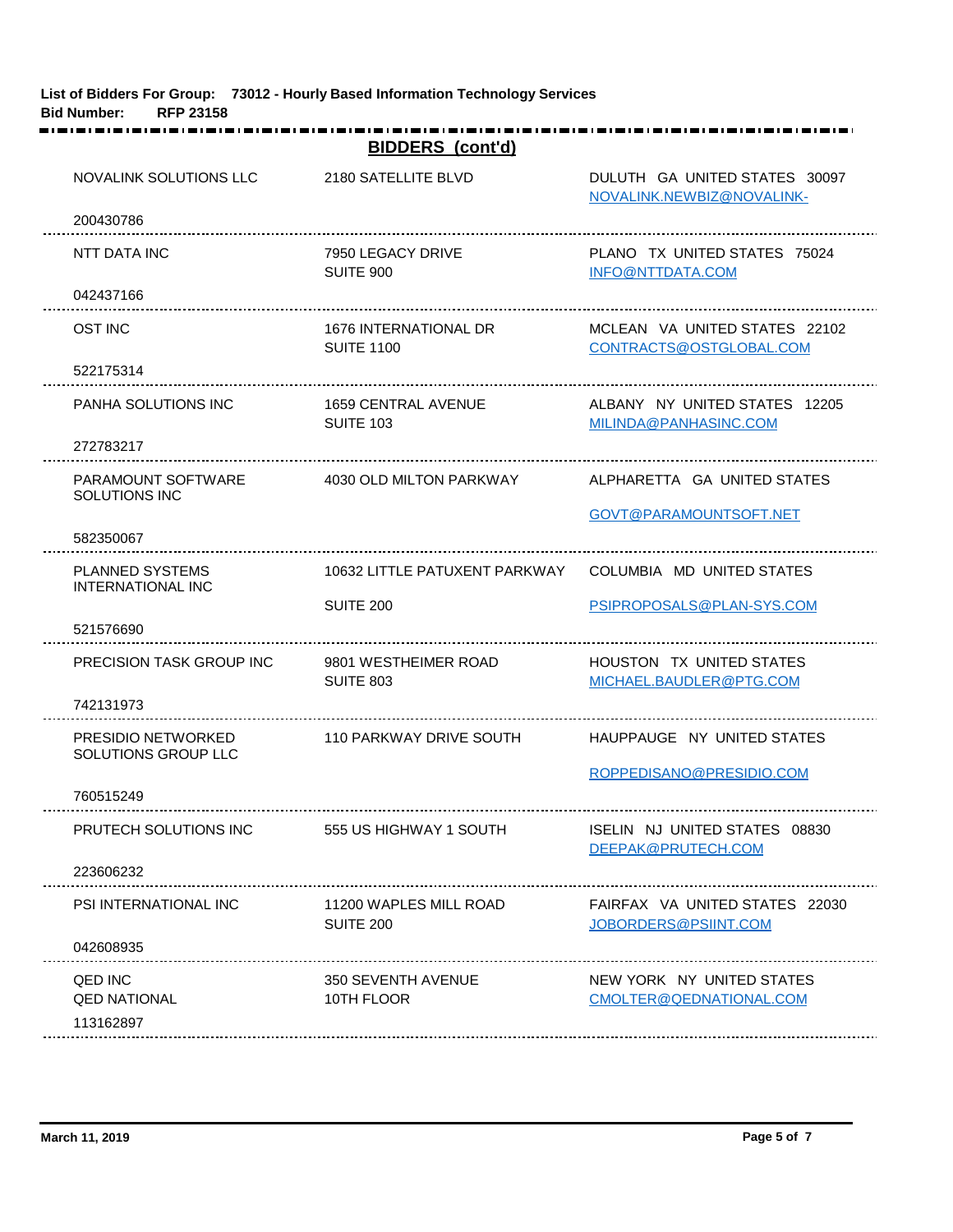**List of Bidders For Group: 73012 - Hourly Based Information Technology Services**
**Bid Number: RFP 23158**

## BIDDERS (cont'd)

| Bidder | Address | Location / Email |
|---|---|---|
| NOVALINK SOLUTIONS LLC<br>200430786 | 2180 SATELLITE BLVD | DULUTH GA UNITED STATES 30097<br>NOVALINK.NEWBIZ@NOVALINK- |
| NTT DATA INC<br>042437166 | 7950 LEGACY DRIVE<br>SUITE 900 | PLANO TX UNITED STATES 75024<br>INFO@NTTDATA.COM |
| OST INC<br>522175314 | 1676 INTERNATIONAL DR<br>SUITE 1100 | MCLEAN VA UNITED STATES 22102<br>CONTRACTS@OSTGLOBAL.COM |
| PANHA SOLUTIONS INC<br>272783217 | 1659 CENTRAL AVENUE<br>SUITE 103 | ALBANY NY UNITED STATES 12205<br>MILINDA@PANHASINC.COM |
| PARAMOUNT SOFTWARE SOLUTIONS INC<br>582350067 | 4030 OLD MILTON PARKWAY | ALPHARETTA GA UNITED STATES<br>GOVT@PARAMOUNTSOFT.NET |
| PLANNED SYSTEMS INTERNATIONAL INC<br>521576690 | 10632 LITTLE PATUXENT PARKWAY<br>SUITE 200 | COLUMBIA MD UNITED STATES<br>PSIPROPOSALS@PLAN-SYS.COM |
| PRECISION TASK GROUP INC<br>742131973 | 9801 WESTHEIMER ROAD<br>SUITE 803 | HOUSTON TX UNITED STATES<br>MICHAEL.BAUDLER@PTG.COM |
| PRESIDIO NETWORKED SOLUTIONS GROUP LLC<br>760515249 | 110 PARKWAY DRIVE SOUTH | HAUPPAUGE NY UNITED STATES<br>ROPPEDISANO@PRESIDIO.COM |
| PRUTECH SOLUTIONS INC<br>223606232 | 555 US HIGHWAY 1 SOUTH | ISELIN NJ UNITED STATES 08830<br>DEEPAK@PRUTECH.COM |
| PSI INTERNATIONAL INC<br>042608935 | 11200 WAPLES MILL ROAD<br>SUITE 200 | FAIRFAX VA UNITED STATES 22030<br>JOBORDERS@PSIINT.COM |
| QED INC<br>QED NATIONAL<br>113162897 | 350 SEVENTH AVENUE<br>10TH FLOOR | NEW YORK NY UNITED STATES<br>CMOLTER@QEDNATIONAL.COM |

March 11, 2019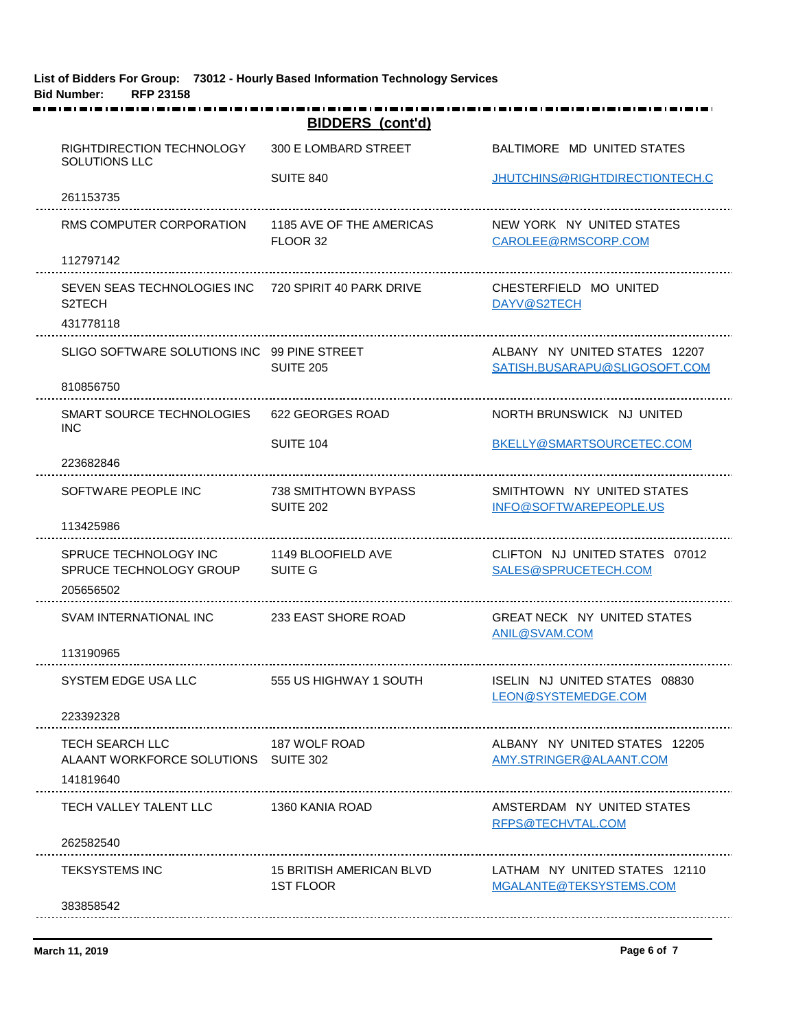**List of Bidders For Group: 73012 - Hourly Based Information Technology Services**
**Bid Number: RFP 23158**

## BIDDERS (cont'd)

| Bidder | Address | Location / Email |
|---|---|---|
| RIGHTDIRECTION TECHNOLOGY SOLUTIONS LLC<br>261153735 | 300 E LOMBARD STREET<br>SUITE 840 | BALTIMORE MD UNITED STATES<br>JHUTCHINS@RIGHTDIRECTIONTECH.C |
| RMS COMPUTER CORPORATION<br>112797142 | 1185 AVE OF THE AMERICAS<br>FLOOR 32 | NEW YORK NY UNITED STATES<br>CAROLEE@RMSCORP.COM |
| SEVEN SEAS TECHNOLOGIES INC<br>S2TECH<br>431778118 | 720 SPIRIT 40 PARK DRIVE | CHESTERFIELD MO UNITED<br>DAYV@S2TECH |
| SLIGO SOFTWARE SOLUTIONS INC<br>810856750 | 99 PINE STREET<br>SUITE 205 | ALBANY NY UNITED STATES 12207<br>SATISH.BUSARAPU@SLIGOSOFT.COM |
| SMART SOURCE TECHNOLOGIES INC<br>223682846 | 622 GEORGES ROAD<br>SUITE 104 | NORTH BRUNSWICK NJ UNITED<br>BKELLY@SMARTSOURCETEC.COM |
| SOFTWARE PEOPLE INC<br>113425986 | 738 SMITHTOWN BYPASS<br>SUITE 202 | SMITHTOWN NY UNITED STATES<br>INFO@SOFTWAREPEOPLE.US |
| SPRUCE TECHNOLOGY INC<br>SPRUCE TECHNOLOGY GROUP<br>205656502 | 1149 BLOOFIELD AVE<br>SUITE G | CLIFTON NJ UNITED STATES 07012<br>SALES@SPRUCETECH.COM |
| SVAM INTERNATIONAL INC<br>113190965 | 233 EAST SHORE ROAD | GREAT NECK NY UNITED STATES<br>ANIL@SVAM.COM |
| SYSTEM EDGE USA LLC<br>223392328 | 555 US HIGHWAY 1 SOUTH | ISELIN NJ UNITED STATES 08830<br>LEON@SYSTEMEDGE.COM |
| TECH SEARCH LLC<br>ALAANT WORKFORCE SOLUTIONS<br>141819640 | 187 WOLF ROAD<br>SUITE 302 | ALBANY NY UNITED STATES 12205<br>AMY.STRINGER@ALAANT.COM |
| TECH VALLEY TALENT LLC<br>262582540 | 1360 KANIA ROAD | AMSTERDAM NY UNITED STATES<br>RFPS@TECHVTAL.COM |
| TEKSYSTEMS INC<br>383858542 | 15 BRITISH AMERICAN BLVD<br>1ST FLOOR | LATHAM NY UNITED STATES 12110<br>MGALANTE@TEKSYSTEMS.COM |

March 11, 2019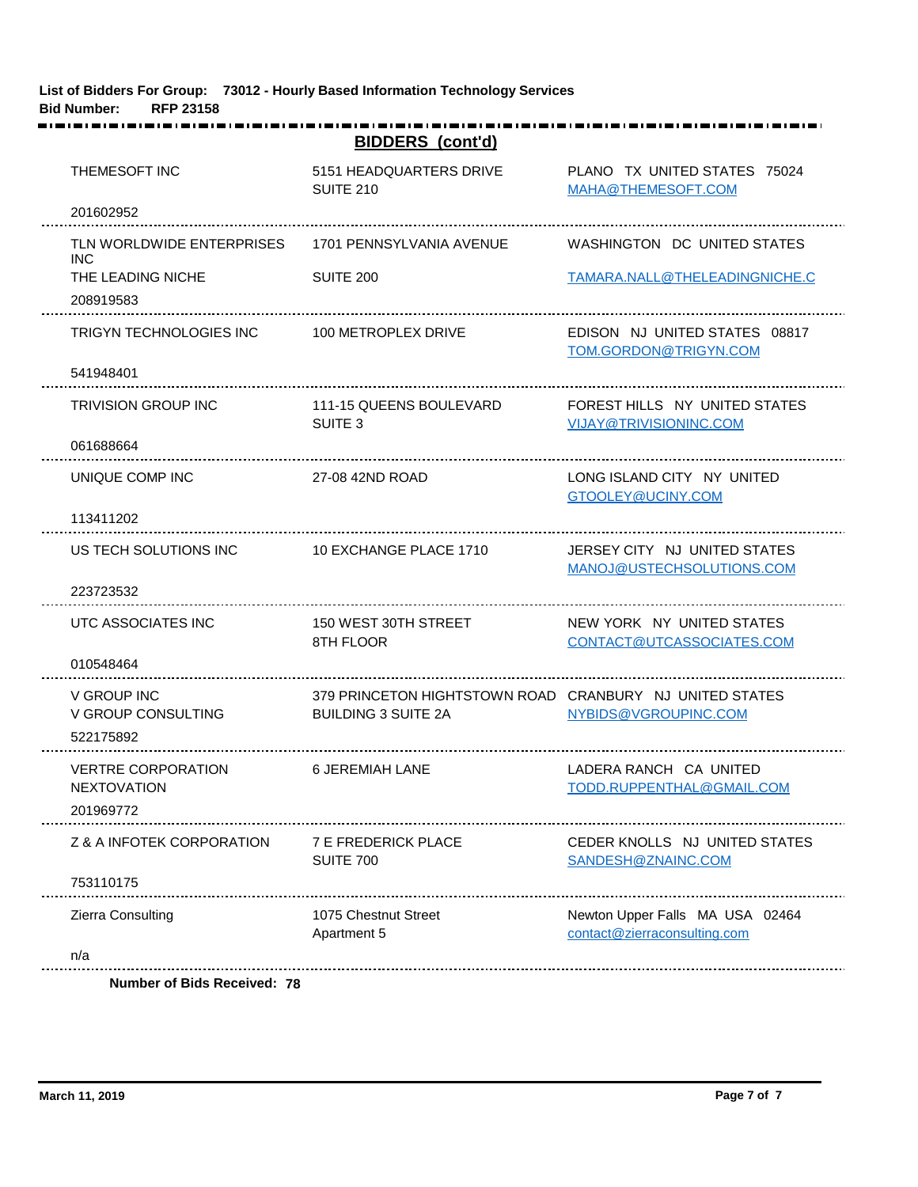**List of Bidders For Group: 73012 - Hourly Based Information Technology Services**
**Bid Number: RFP 23158**

## BIDDERS (cont'd)

| | | |
|---|---|---|
| THEMESOFT INC<br>201602952 | 5151 HEADQUARTERS DRIVE<br>SUITE 210 | PLANO TX UNITED STATES 75024<br>MAHA@THEMESOFT.COM |
| TLN WORLDWIDE ENTERPRISES INC<br>THE LEADING NICHE<br>208919583 | 1701 PENNSYLVANIA AVENUE<br>SUITE 200 | WASHINGTON DC UNITED STATES<br>TAMARA.NALL@THELEADINGNICHE.C |
| TRIGYN TECHNOLOGIES INC<br>541948401 | 100 METROPLEX DRIVE | EDISON NJ UNITED STATES 08817<br>TOM.GORDON@TRIGYN.COM |
| TRIVISION GROUP INC<br>061688664 | 111-15 QUEENS BOULEVARD<br>SUITE 3 | FOREST HILLS NY UNITED STATES<br>VIJAY@TRIVISIONINC.COM |
| UNIQUE COMP INC<br>113411202 | 27-08 42ND ROAD | LONG ISLAND CITY NY UNITED<br>GTOOLEY@UCINY.COM |
| US TECH SOLUTIONS INC<br>223723532 | 10 EXCHANGE PLACE 1710 | JERSEY CITY NJ UNITED STATES<br>MANOJ@USTECHSOLUTIONS.COM |
| UTC ASSOCIATES INC<br>010548464 | 150 WEST 30TH STREET<br>8TH FLOOR | NEW YORK NY UNITED STATES<br>CONTACT@UTCASSOCIATES.COM |
| V GROUP INC<br>V GROUP CONSULTING<br>522175892 | 379 PRINCETON HIGHTSTOWN ROAD<br>BUILDING 3 SUITE 2A | CRANBURY NJ UNITED STATES<br>NYBIDS@VGROUPINC.COM |
| VERTRE CORPORATION<br>NEXTOVATION<br>201969772 | 6 JEREMIAH LANE | LADERA RANCH CA UNITED<br>TODD.RUPPENTHAL@GMAIL.COM |
| Z & A INFOTEK CORPORATION<br>753110175 | 7 E FREDERICK PLACE<br>SUITE 700 | CEDER KNOLLS NJ UNITED STATES<br>SANDESH@ZNAINC.COM |
| Zierra Consulting<br>n/a | 1075 Chestnut Street<br>Apartment 5 | Newton Upper Falls MA USA 02464<br>contact@zierraconsulting.com |

**Number of Bids Received: 78**

**March 11, 2019**